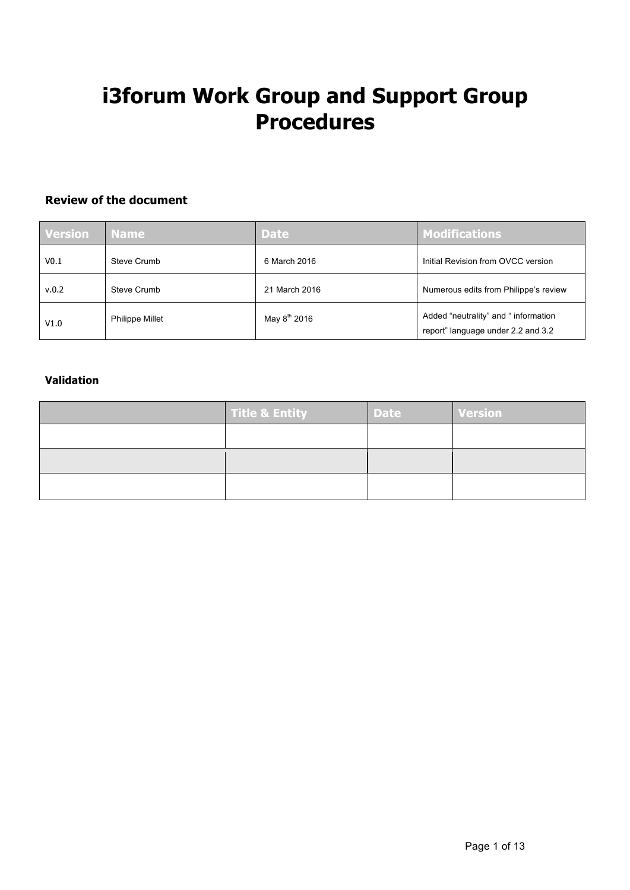# i3forum Work Group and Support Group Procedures

### Review of the document

| Version | Name | Date | Modifications |
|---|---|---|---|
| V0.1 | Steve Crumb | 6 March 2016 | Initial Revision from OVCC version |
| v.0.2 | Steve Crumb | 21 March 2016 | Numerous edits from Philippe's review |
| V1.0 | Philippe Millet | May 8th 2016 | Added "neutrality" and " information report" language under 2.2 and 3.2 |

### Validation

| | Title & Entity | Date | Version |
|---|---|---|---|
| | | | |
| | | | |
| | | | |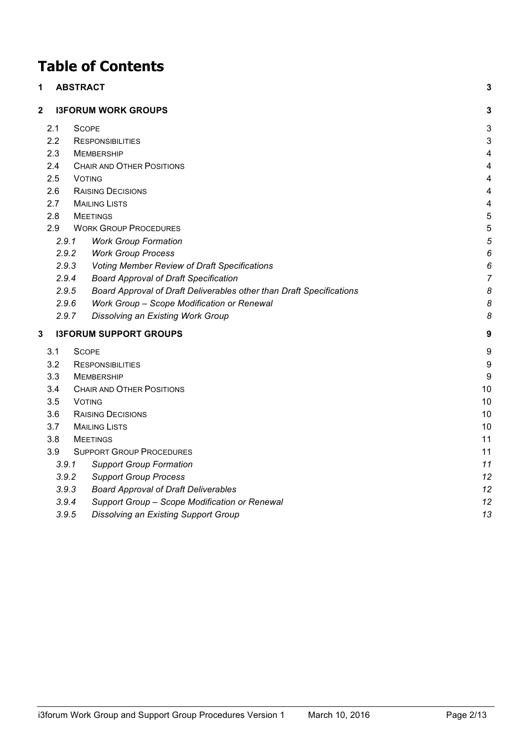# Table of Contents

| | | |
|---|---|---|
| **1** | **ABSTRACT** | **3** |
| **2** | **I3FORUM WORK GROUPS** | **3** |
| 2.1 | SCOPE | 3 |
| 2.2 | RESPONSIBILITIES | 3 |
| 2.3 | MEMBERSHIP | 4 |
| 2.4 | CHAIR AND OTHER POSITIONS | 4 |
| 2.5 | VOTING | 4 |
| 2.6 | RAISING DECISIONS | 4 |
| 2.7 | MAILING LISTS | 4 |
| 2.8 | MEETINGS | 5 |
| 2.9 | WORK GROUP PROCEDURES | 5 |
| *2.9.1* | *Work Group Formation* | *5* |
| *2.9.2* | *Work Group Process* | *6* |
| *2.9.3* | *Voting Member Review of Draft Specifications* | *6* |
| *2.9.4* | *Board Approval of Draft Specification* | *7* |
| *2.9.5* | *Board Approval of Draft Deliverables other than Draft Specifications* | *8* |
| *2.9.6* | *Work Group – Scope Modification or Renewal* | *8* |
| *2.9.7* | *Dissolving an Existing Work Group* | *8* |
| **3** | **I3FORUM SUPPORT GROUPS** | **9** |
| 3.1 | SCOPE | 9 |
| 3.2 | RESPONSIBILITIES | 9 |
| 3.3 | MEMBERSHIP | 9 |
| 3.4 | CHAIR AND OTHER POSITIONS | 10 |
| 3.5 | VOTING | 10 |
| 3.6 | RAISING DECISIONS | 10 |
| 3.7 | MAILING LISTS | 10 |
| 3.8 | MEETINGS | 11 |
| 3.9 | SUPPORT GROUP PROCEDURES | 11 |
| *3.9.1* | *Support Group Formation* | *11* |
| *3.9.2* | *Support Group Process* | *12* |
| *3.9.3* | *Board Approval of Draft Deliverables* | *12* |
| *3.9.4* | *Support Group – Scope Modification or Renewal* | *12* |
| *3.9.5* | *Dissolving an Existing Support Group* | *13* |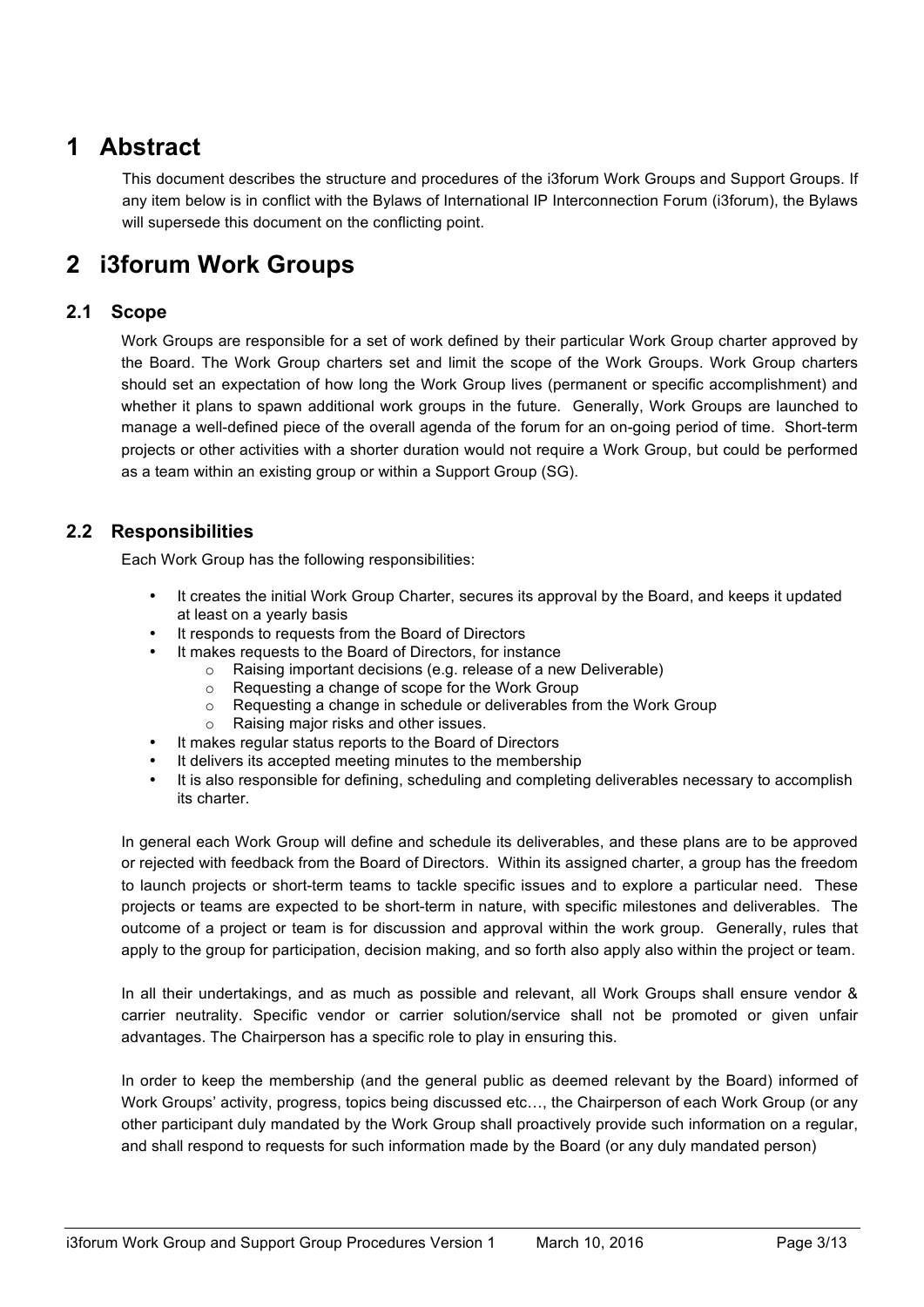# 1 Abstract

This document describes the structure and procedures of the i3forum Work Groups and Support Groups. If any item below is in conflict with the Bylaws of International IP Interconnection Forum (i3forum), the Bylaws will supersede this document on the conflicting point.

# 2 i3forum Work Groups

## 2.1 Scope

Work Groups are responsible for a set of work defined by their particular Work Group charter approved by the Board. The Work Group charters set and limit the scope of the Work Groups. Work Group charters should set an expectation of how long the Work Group lives (permanent or specific accomplishment) and whether it plans to spawn additional work groups in the future. Generally, Work Groups are launched to manage a well-defined piece of the overall agenda of the forum for an on-going period of time. Short-term projects or other activities with a shorter duration would not require a Work Group, but could be performed as a team within an existing group or within a Support Group (SG).

## 2.2 Responsibilities

Each Work Group has the following responsibilities:

- It creates the initial Work Group Charter, secures its approval by the Board, and keeps it updated at least on a yearly basis
- It responds to requests from the Board of Directors
- It makes requests to the Board of Directors, for instance
  - Raising important decisions (e.g. release of a new Deliverable)
  - Requesting a change of scope for the Work Group
  - Requesting a change in schedule or deliverables from the Work Group
  - Raising major risks and other issues.
- It makes regular status reports to the Board of Directors
- It delivers its accepted meeting minutes to the membership
- It is also responsible for defining, scheduling and completing deliverables necessary to accomplish its charter.

In general each Work Group will define and schedule its deliverables, and these plans are to be approved or rejected with feedback from the Board of Directors. Within its assigned charter, a group has the freedom to launch projects or short-term teams to tackle specific issues and to explore a particular need. These projects or teams are expected to be short-term in nature, with specific milestones and deliverables. The outcome of a project or team is for discussion and approval within the work group. Generally, rules that apply to the group for participation, decision making, and so forth also apply also within the project or team.

In all their undertakings, and as much as possible and relevant, all Work Groups shall ensure vendor & carrier neutrality. Specific vendor or carrier solution/service shall not be promoted or given unfair advantages. The Chairperson has a specific role to play in ensuring this.

In order to keep the membership (and the general public as deemed relevant by the Board) informed of Work Groups' activity, progress, topics being discussed etc…, the Chairperson of each Work Group (or any other participant duly mandated by the Work Group shall proactively provide such information on a regular, and shall respond to requests for such information made by the Board (or any duly mandated person)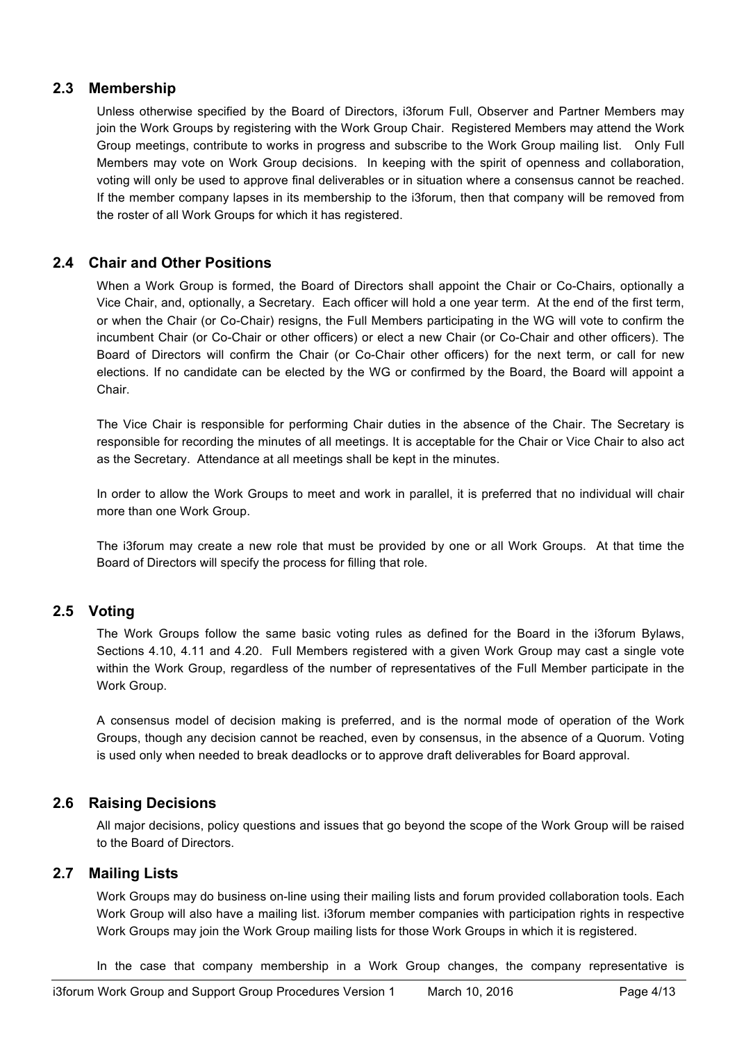## 2.3 Membership

Unless otherwise specified by the Board of Directors, i3forum Full, Observer and Partner Members may join the Work Groups by registering with the Work Group Chair. Registered Members may attend the Work Group meetings, contribute to works in progress and subscribe to the Work Group mailing list. Only Full Members may vote on Work Group decisions. In keeping with the spirit of openness and collaboration, voting will only be used to approve final deliverables or in situation where a consensus cannot be reached. If the member company lapses in its membership to the i3forum, then that company will be removed from the roster of all Work Groups for which it has registered.

## 2.4 Chair and Other Positions

When a Work Group is formed, the Board of Directors shall appoint the Chair or Co-Chairs, optionally a Vice Chair, and, optionally, a Secretary. Each officer will hold a one year term. At the end of the first term, or when the Chair (or Co-Chair) resigns, the Full Members participating in the WG will vote to confirm the incumbent Chair (or Co-Chair or other officers) or elect a new Chair (or Co-Chair and other officers). The Board of Directors will confirm the Chair (or Co-Chair other officers) for the next term, or call for new elections. If no candidate can be elected by the WG or confirmed by the Board, the Board will appoint a Chair.

The Vice Chair is responsible for performing Chair duties in the absence of the Chair. The Secretary is responsible for recording the minutes of all meetings. It is acceptable for the Chair or Vice Chair to also act as the Secretary. Attendance at all meetings shall be kept in the minutes.

In order to allow the Work Groups to meet and work in parallel, it is preferred that no individual will chair more than one Work Group.

The i3forum may create a new role that must be provided by one or all Work Groups. At that time the Board of Directors will specify the process for filling that role.

## 2.5 Voting

The Work Groups follow the same basic voting rules as defined for the Board in the i3forum Bylaws, Sections 4.10, 4.11 and 4.20. Full Members registered with a given Work Group may cast a single vote within the Work Group, regardless of the number of representatives of the Full Member participate in the Work Group.

A consensus model of decision making is preferred, and is the normal mode of operation of the Work Groups, though any decision cannot be reached, even by consensus, in the absence of a Quorum. Voting is used only when needed to break deadlocks or to approve draft deliverables for Board approval.

## 2.6 Raising Decisions

All major decisions, policy questions and issues that go beyond the scope of the Work Group will be raised to the Board of Directors.

## 2.7 Mailing Lists

Work Groups may do business on-line using their mailing lists and forum provided collaboration tools. Each Work Group will also have a mailing list. i3forum member companies with participation rights in respective Work Groups may join the Work Group mailing lists for those Work Groups in which it is registered.

In the case that company membership in a Work Group changes, the company representative is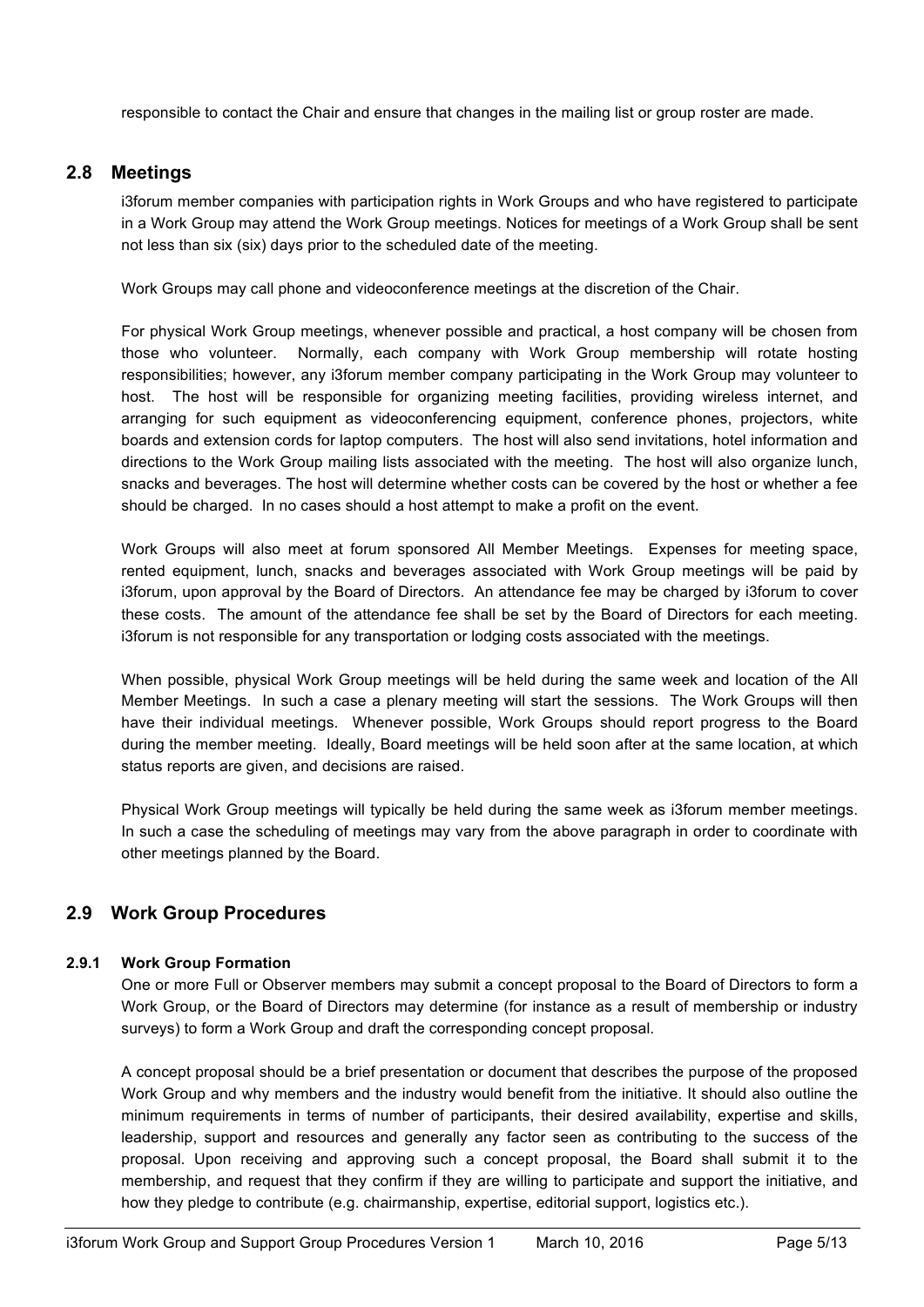responsible to contact the Chair and ensure that changes in the mailing list or group roster are made.

## 2.8 Meetings

i3forum member companies with participation rights in Work Groups and who have registered to participate in a Work Group may attend the Work Group meetings. Notices for meetings of a Work Group shall be sent not less than six (six) days prior to the scheduled date of the meeting.

Work Groups may call phone and videoconference meetings at the discretion of the Chair.

For physical Work Group meetings, whenever possible and practical, a host company will be chosen from those who volunteer. Normally, each company with Work Group membership will rotate hosting responsibilities; however, any i3forum member company participating in the Work Group may volunteer to host. The host will be responsible for organizing meeting facilities, providing wireless internet, and arranging for such equipment as videoconferencing equipment, conference phones, projectors, white boards and extension cords for laptop computers. The host will also send invitations, hotel information and directions to the Work Group mailing lists associated with the meeting. The host will also organize lunch, snacks and beverages. The host will determine whether costs can be covered by the host or whether a fee should be charged. In no cases should a host attempt to make a profit on the event.

Work Groups will also meet at forum sponsored All Member Meetings. Expenses for meeting space, rented equipment, lunch, snacks and beverages associated with Work Group meetings will be paid by i3forum, upon approval by the Board of Directors. An attendance fee may be charged by i3forum to cover these costs. The amount of the attendance fee shall be set by the Board of Directors for each meeting. i3forum is not responsible for any transportation or lodging costs associated with the meetings.

When possible, physical Work Group meetings will be held during the same week and location of the All Member Meetings. In such a case a plenary meeting will start the sessions. The Work Groups will then have their individual meetings. Whenever possible, Work Groups should report progress to the Board during the member meeting. Ideally, Board meetings will be held soon after at the same location, at which status reports are given, and decisions are raised.

Physical Work Group meetings will typically be held during the same week as i3forum member meetings. In such a case the scheduling of meetings may vary from the above paragraph in order to coordinate with other meetings planned by the Board.

## 2.9 Work Group Procedures

### 2.9.1 Work Group Formation

One or more Full or Observer members may submit a concept proposal to the Board of Directors to form a Work Group, or the Board of Directors may determine (for instance as a result of membership or industry surveys) to form a Work Group and draft the corresponding concept proposal.

A concept proposal should be a brief presentation or document that describes the purpose of the proposed Work Group and why members and the industry would benefit from the initiative. It should also outline the minimum requirements in terms of number of participants, their desired availability, expertise and skills, leadership, support and resources and generally any factor seen as contributing to the success of the proposal. Upon receiving and approving such a concept proposal, the Board shall submit it to the membership, and request that they confirm if they are willing to participate and support the initiative, and how they pledge to contribute (e.g. chairmanship, expertise, editorial support, logistics etc.).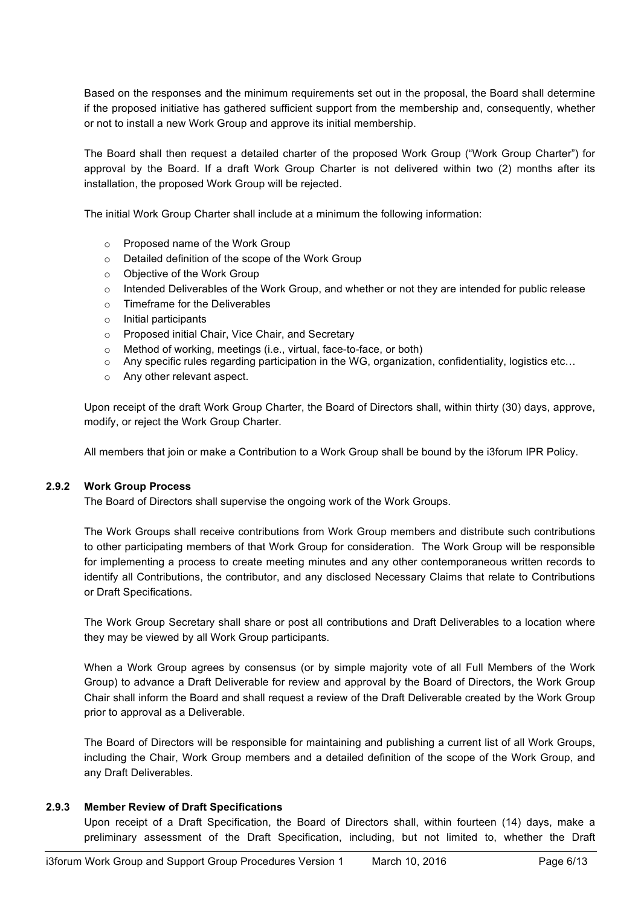Based on the responses and the minimum requirements set out in the proposal, the Board shall determine if the proposed initiative has gathered sufficient support from the membership and, consequently, whether or not to install a new Work Group and approve its initial membership.

The Board shall then request a detailed charter of the proposed Work Group ("Work Group Charter") for approval by the Board. If a draft Work Group Charter is not delivered within two (2) months after its installation, the proposed Work Group will be rejected.

The initial Work Group Charter shall include at a minimum the following information:

- Proposed name of the Work Group
- Detailed definition of the scope of the Work Group
- Objective of the Work Group
- Intended Deliverables of the Work Group, and whether or not they are intended for public release
- Timeframe for the Deliverables
- Initial participants
- Proposed initial Chair, Vice Chair, and Secretary
- Method of working, meetings (i.e., virtual, face-to-face, or both)
- Any specific rules regarding participation in the WG, organization, confidentiality, logistics etc…
- Any other relevant aspect.

Upon receipt of the draft Work Group Charter, the Board of Directors shall, within thirty (30) days, approve, modify, or reject the Work Group Charter.

All members that join or make a Contribution to a Work Group shall be bound by the i3forum IPR Policy.

### 2.9.2 Work Group Process

The Board of Directors shall supervise the ongoing work of the Work Groups.

The Work Groups shall receive contributions from Work Group members and distribute such contributions to other participating members of that Work Group for consideration. The Work Group will be responsible for implementing a process to create meeting minutes and any other contemporaneous written records to identify all Contributions, the contributor, and any disclosed Necessary Claims that relate to Contributions or Draft Specifications.

The Work Group Secretary shall share or post all contributions and Draft Deliverables to a location where they may be viewed by all Work Group participants.

When a Work Group agrees by consensus (or by simple majority vote of all Full Members of the Work Group) to advance a Draft Deliverable for review and approval by the Board of Directors, the Work Group Chair shall inform the Board and shall request a review of the Draft Deliverable created by the Work Group prior to approval as a Deliverable.

The Board of Directors will be responsible for maintaining and publishing a current list of all Work Groups, including the Chair, Work Group members and a detailed definition of the scope of the Work Group, and any Draft Deliverables.

### 2.9.3 Member Review of Draft Specifications

Upon receipt of a Draft Specification, the Board of Directors shall, within fourteen (14) days, make a preliminary assessment of the Draft Specification, including, but not limited to, whether the Draft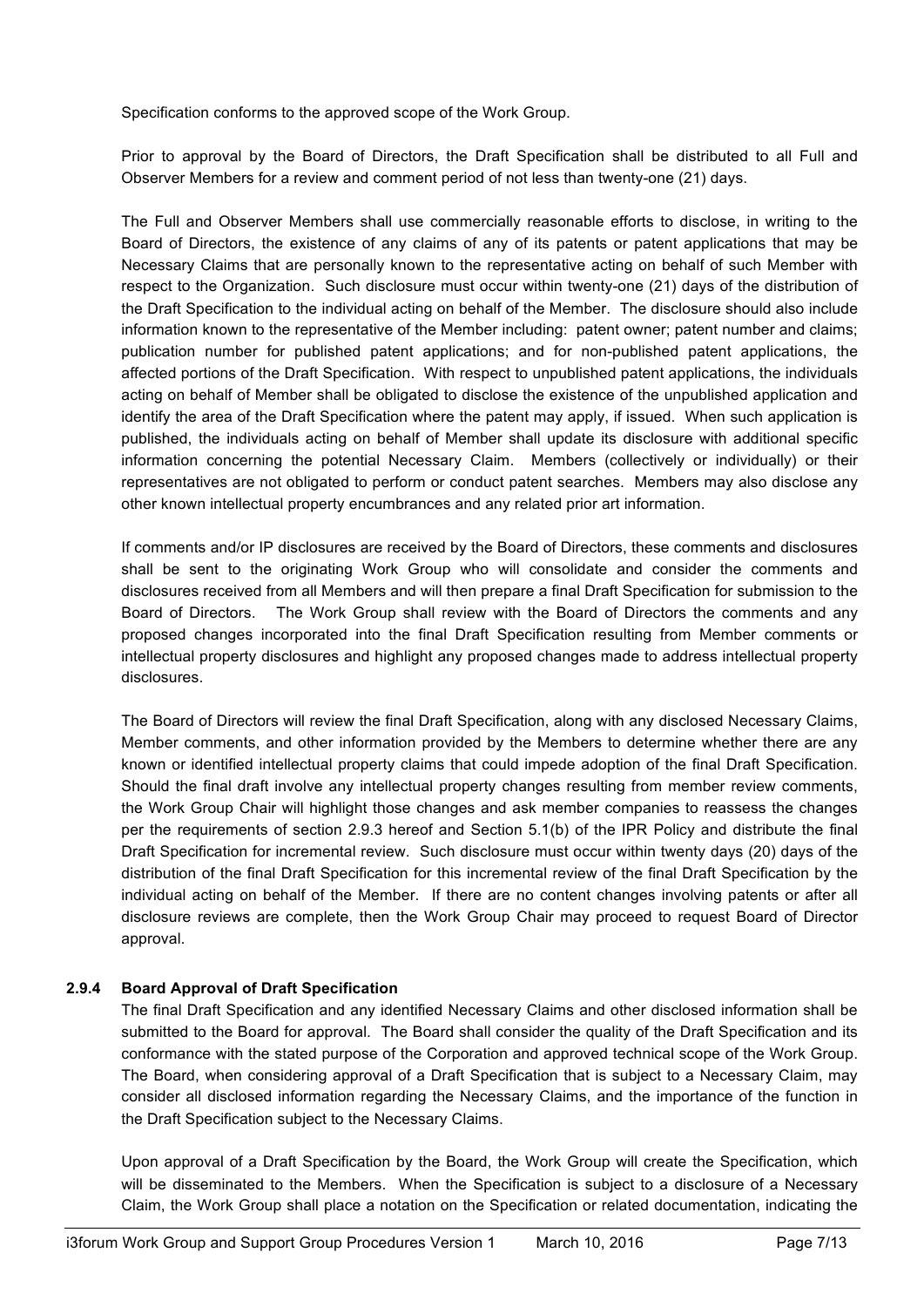Specification conforms to the approved scope of the Work Group.

Prior to approval by the Board of Directors, the Draft Specification shall be distributed to all Full and Observer Members for a review and comment period of not less than twenty-one (21) days.

The Full and Observer Members shall use commercially reasonable efforts to disclose, in writing to the Board of Directors, the existence of any claims of any of its patents or patent applications that may be Necessary Claims that are personally known to the representative acting on behalf of such Member with respect to the Organization. Such disclosure must occur within twenty-one (21) days of the distribution of the Draft Specification to the individual acting on behalf of the Member. The disclosure should also include information known to the representative of the Member including: patent owner; patent number and claims; publication number for published patent applications; and for non-published patent applications, the affected portions of the Draft Specification. With respect to unpublished patent applications, the individuals acting on behalf of Member shall be obligated to disclose the existence of the unpublished application and identify the area of the Draft Specification where the patent may apply, if issued. When such application is published, the individuals acting on behalf of Member shall update its disclosure with additional specific information concerning the potential Necessary Claim. Members (collectively or individually) or their representatives are not obligated to perform or conduct patent searches. Members may also disclose any other known intellectual property encumbrances and any related prior art information.

If comments and/or IP disclosures are received by the Board of Directors, these comments and disclosures shall be sent to the originating Work Group who will consolidate and consider the comments and disclosures received from all Members and will then prepare a final Draft Specification for submission to the Board of Directors. The Work Group shall review with the Board of Directors the comments and any proposed changes incorporated into the final Draft Specification resulting from Member comments or intellectual property disclosures and highlight any proposed changes made to address intellectual property disclosures.

The Board of Directors will review the final Draft Specification, along with any disclosed Necessary Claims, Member comments, and other information provided by the Members to determine whether there are any known or identified intellectual property claims that could impede adoption of the final Draft Specification. Should the final draft involve any intellectual property changes resulting from member review comments, the Work Group Chair will highlight those changes and ask member companies to reassess the changes per the requirements of section 2.9.3 hereof and Section 5.1(b) of the IPR Policy and distribute the final Draft Specification for incremental review. Such disclosure must occur within twenty days (20) days of the distribution of the final Draft Specification for this incremental review of the final Draft Specification by the individual acting on behalf of the Member. If there are no content changes involving patents or after all disclosure reviews are complete, then the Work Group Chair may proceed to request Board of Director approval.

#### 2.9.4 Board Approval of Draft Specification

The final Draft Specification and any identified Necessary Claims and other disclosed information shall be submitted to the Board for approval. The Board shall consider the quality of the Draft Specification and its conformance with the stated purpose of the Corporation and approved technical scope of the Work Group. The Board, when considering approval of a Draft Specification that is subject to a Necessary Claim, may consider all disclosed information regarding the Necessary Claims, and the importance of the function in the Draft Specification subject to the Necessary Claims.

Upon approval of a Draft Specification by the Board, the Work Group will create the Specification, which will be disseminated to the Members. When the Specification is subject to a disclosure of a Necessary Claim, the Work Group shall place a notation on the Specification or related documentation, indicating the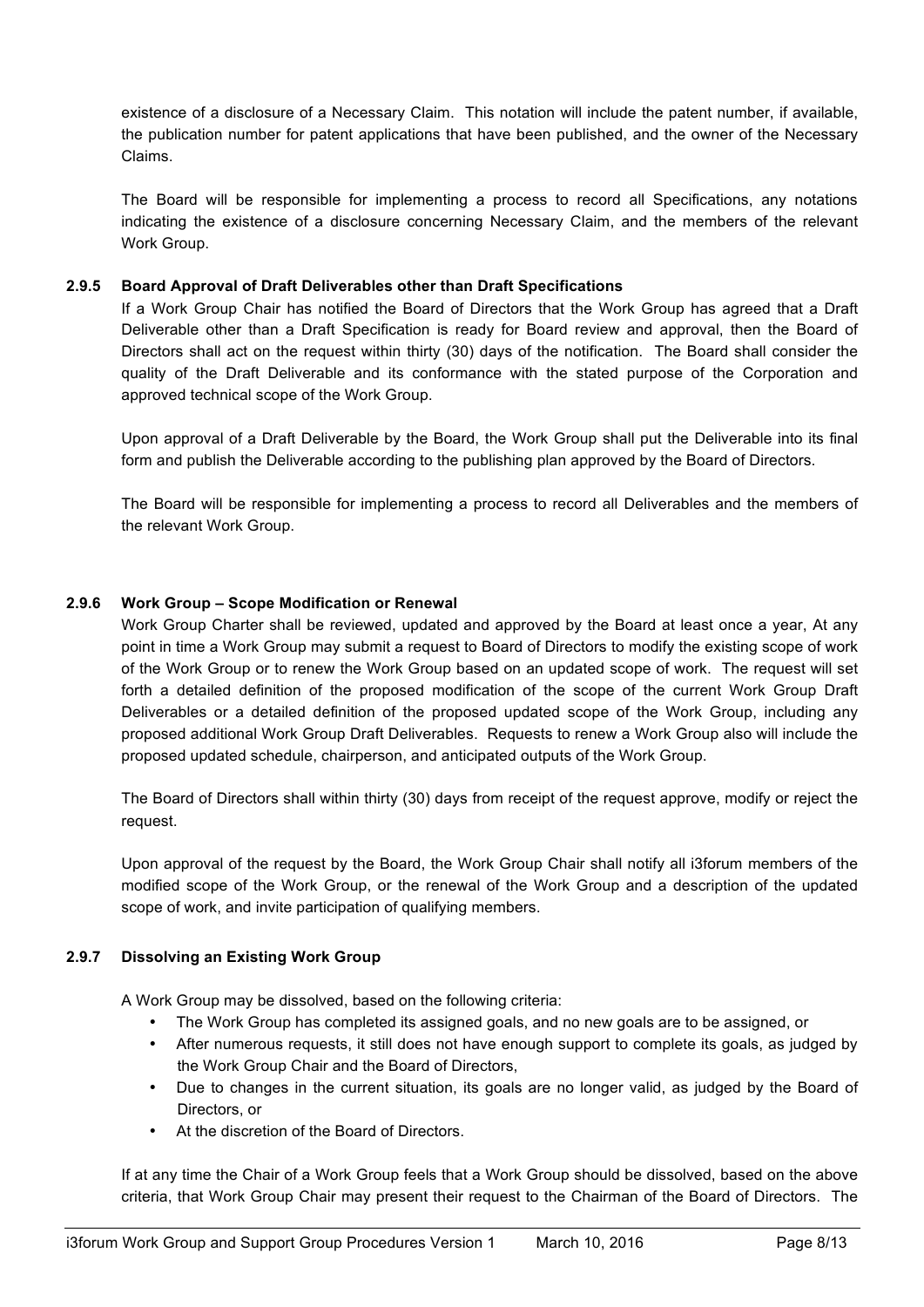existence of a disclosure of a Necessary Claim. This notation will include the patent number, if available, the publication number for patent applications that have been published, and the owner of the Necessary Claims.

The Board will be responsible for implementing a process to record all Specifications, any notations indicating the existence of a disclosure concerning Necessary Claim, and the members of the relevant Work Group.

#### 2.9.5 Board Approval of Draft Deliverables other than Draft Specifications

If a Work Group Chair has notified the Board of Directors that the Work Group has agreed that a Draft Deliverable other than a Draft Specification is ready for Board review and approval, then the Board of Directors shall act on the request within thirty (30) days of the notification. The Board shall consider the quality of the Draft Deliverable and its conformance with the stated purpose of the Corporation and approved technical scope of the Work Group.

Upon approval of a Draft Deliverable by the Board, the Work Group shall put the Deliverable into its final form and publish the Deliverable according to the publishing plan approved by the Board of Directors.

The Board will be responsible for implementing a process to record all Deliverables and the members of the relevant Work Group.

#### 2.9.6 Work Group – Scope Modification or Renewal

Work Group Charter shall be reviewed, updated and approved by the Board at least once a year, At any point in time a Work Group may submit a request to Board of Directors to modify the existing scope of work of the Work Group or to renew the Work Group based on an updated scope of work. The request will set forth a detailed definition of the proposed modification of the scope of the current Work Group Draft Deliverables or a detailed definition of the proposed updated scope of the Work Group, including any proposed additional Work Group Draft Deliverables. Requests to renew a Work Group also will include the proposed updated schedule, chairperson, and anticipated outputs of the Work Group.

The Board of Directors shall within thirty (30) days from receipt of the request approve, modify or reject the request.

Upon approval of the request by the Board, the Work Group Chair shall notify all i3forum members of the modified scope of the Work Group, or the renewal of the Work Group and a description of the updated scope of work, and invite participation of qualifying members.

#### 2.9.7 Dissolving an Existing Work Group

A Work Group may be dissolved, based on the following criteria:

- The Work Group has completed its assigned goals, and no new goals are to be assigned, or
- After numerous requests, it still does not have enough support to complete its goals, as judged by the Work Group Chair and the Board of Directors,
- Due to changes in the current situation, its goals are no longer valid, as judged by the Board of Directors, or
- At the discretion of the Board of Directors.

If at any time the Chair of a Work Group feels that a Work Group should be dissolved, based on the above criteria, that Work Group Chair may present their request to the Chairman of the Board of Directors. The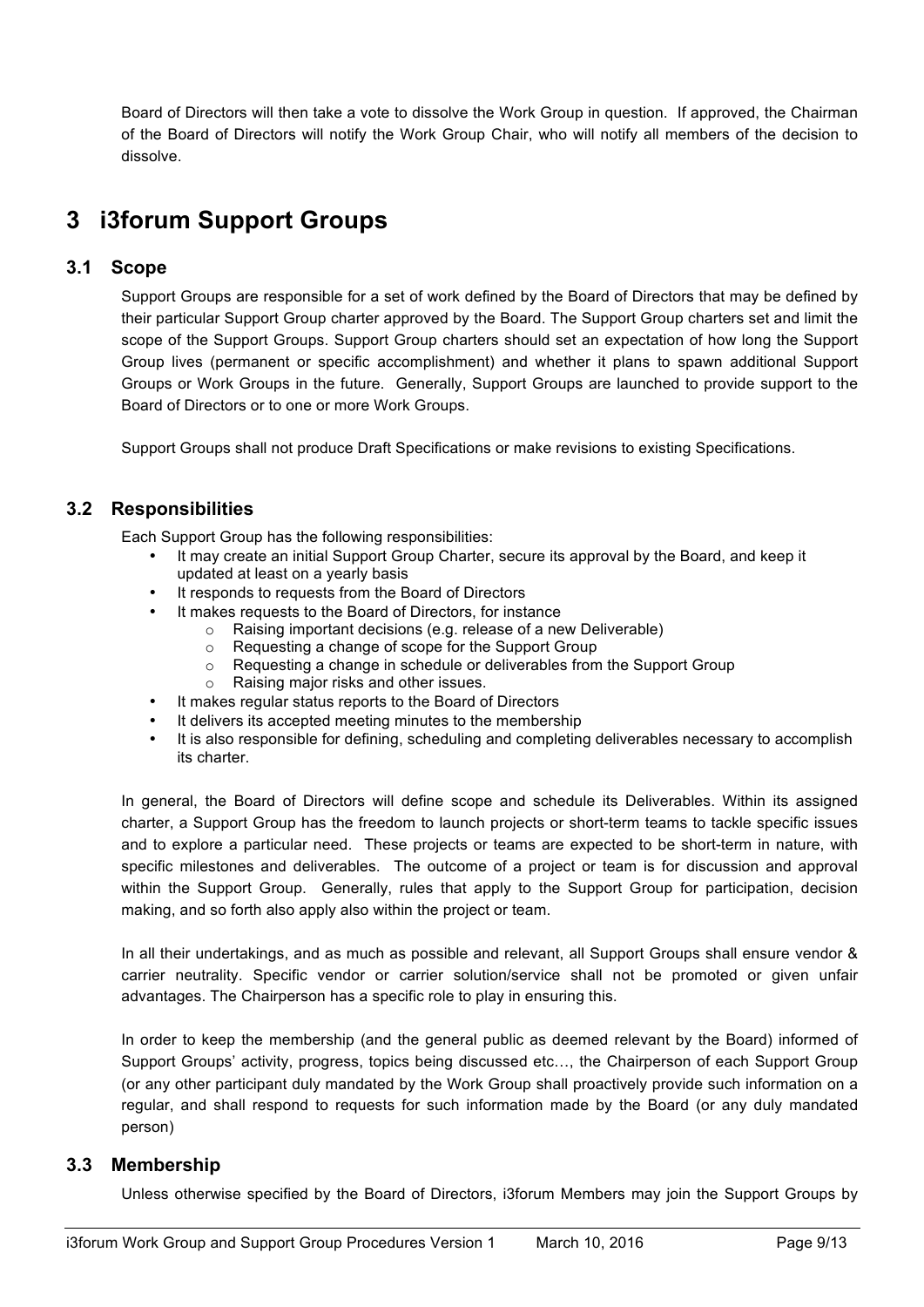Board of Directors will then take a vote to dissolve the Work Group in question. If approved, the Chairman of the Board of Directors will notify the Work Group Chair, who will notify all members of the decision to dissolve.

# 3 i3forum Support Groups

## 3.1 Scope

Support Groups are responsible for a set of work defined by the Board of Directors that may be defined by their particular Support Group charter approved by the Board. The Support Group charters set and limit the scope of the Support Groups. Support Group charters should set an expectation of how long the Support Group lives (permanent or specific accomplishment) and whether it plans to spawn additional Support Groups or Work Groups in the future. Generally, Support Groups are launched to provide support to the Board of Directors or to one or more Work Groups.

Support Groups shall not produce Draft Specifications or make revisions to existing Specifications.

## 3.2 Responsibilities

Each Support Group has the following responsibilities:

- It may create an initial Support Group Charter, secure its approval by the Board, and keep it updated at least on a yearly basis
- It responds to requests from the Board of Directors
- It makes requests to the Board of Directors, for instance
  - Raising important decisions (e.g. release of a new Deliverable)
  - Requesting a change of scope for the Support Group
  - Requesting a change in schedule or deliverables from the Support Group
  - Raising major risks and other issues.
- It makes regular status reports to the Board of Directors
- It delivers its accepted meeting minutes to the membership
- It is also responsible for defining, scheduling and completing deliverables necessary to accomplish its charter.

In general, the Board of Directors will define scope and schedule its Deliverables. Within its assigned charter, a Support Group has the freedom to launch projects or short-term teams to tackle specific issues and to explore a particular need. These projects or teams are expected to be short-term in nature, with specific milestones and deliverables. The outcome of a project or team is for discussion and approval within the Support Group. Generally, rules that apply to the Support Group for participation, decision making, and so forth also apply also within the project or team.

In all their undertakings, and as much as possible and relevant, all Support Groups shall ensure vendor & carrier neutrality. Specific vendor or carrier solution/service shall not be promoted or given unfair advantages. The Chairperson has a specific role to play in ensuring this.

In order to keep the membership (and the general public as deemed relevant by the Board) informed of Support Groups' activity, progress, topics being discussed etc…, the Chairperson of each Support Group (or any other participant duly mandated by the Work Group shall proactively provide such information on a regular, and shall respond to requests for such information made by the Board (or any duly mandated person)

## 3.3 Membership

Unless otherwise specified by the Board of Directors, i3forum Members may join the Support Groups by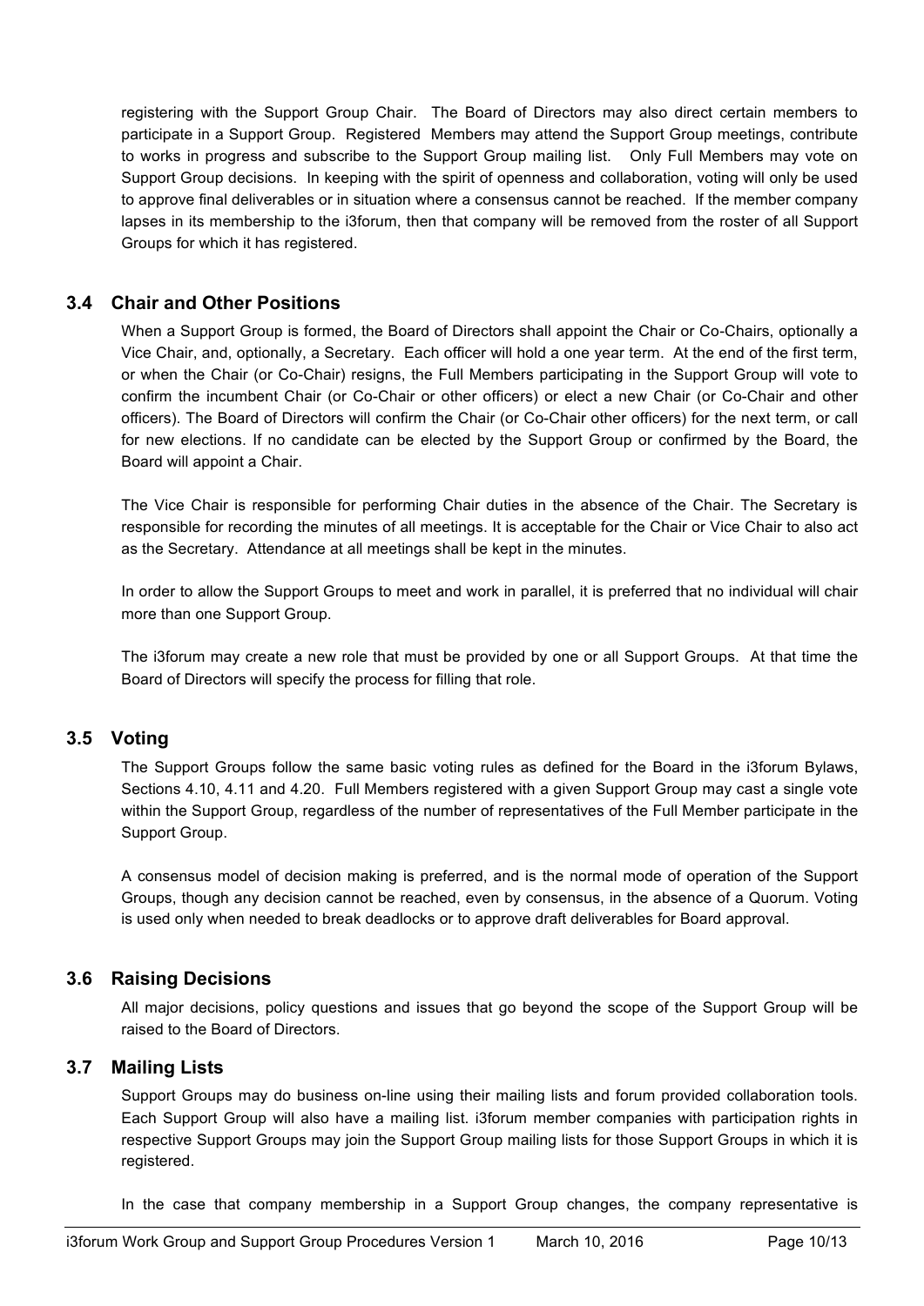registering with the Support Group Chair. The Board of Directors may also direct certain members to participate in a Support Group. Registered Members may attend the Support Group meetings, contribute to works in progress and subscribe to the Support Group mailing list. Only Full Members may vote on Support Group decisions. In keeping with the spirit of openness and collaboration, voting will only be used to approve final deliverables or in situation where a consensus cannot be reached. If the member company lapses in its membership to the i3forum, then that company will be removed from the roster of all Support Groups for which it has registered.

## 3.4 Chair and Other Positions

When a Support Group is formed, the Board of Directors shall appoint the Chair or Co-Chairs, optionally a Vice Chair, and, optionally, a Secretary. Each officer will hold a one year term. At the end of the first term, or when the Chair (or Co-Chair) resigns, the Full Members participating in the Support Group will vote to confirm the incumbent Chair (or Co-Chair or other officers) or elect a new Chair (or Co-Chair and other officers). The Board of Directors will confirm the Chair (or Co-Chair other officers) for the next term, or call for new elections. If no candidate can be elected by the Support Group or confirmed by the Board, the Board will appoint a Chair.

The Vice Chair is responsible for performing Chair duties in the absence of the Chair. The Secretary is responsible for recording the minutes of all meetings. It is acceptable for the Chair or Vice Chair to also act as the Secretary. Attendance at all meetings shall be kept in the minutes.

In order to allow the Support Groups to meet and work in parallel, it is preferred that no individual will chair more than one Support Group.

The i3forum may create a new role that must be provided by one or all Support Groups. At that time the Board of Directors will specify the process for filling that role.

## 3.5 Voting

The Support Groups follow the same basic voting rules as defined for the Board in the i3forum Bylaws, Sections 4.10, 4.11 and 4.20. Full Members registered with a given Support Group may cast a single vote within the Support Group, regardless of the number of representatives of the Full Member participate in the Support Group.

A consensus model of decision making is preferred, and is the normal mode of operation of the Support Groups, though any decision cannot be reached, even by consensus, in the absence of a Quorum. Voting is used only when needed to break deadlocks or to approve draft deliverables for Board approval.

## 3.6 Raising Decisions

All major decisions, policy questions and issues that go beyond the scope of the Support Group will be raised to the Board of Directors.

## 3.7 Mailing Lists

Support Groups may do business on-line using their mailing lists and forum provided collaboration tools. Each Support Group will also have a mailing list. i3forum member companies with participation rights in respective Support Groups may join the Support Group mailing lists for those Support Groups in which it is registered.

In the case that company membership in a Support Group changes, the company representative is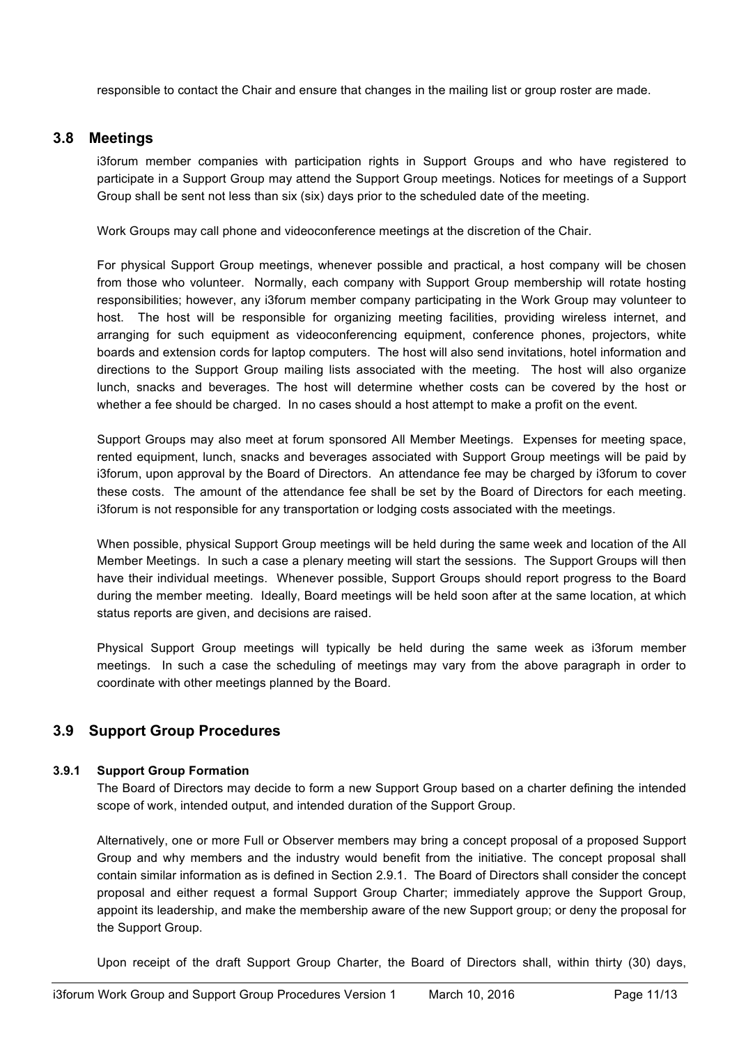responsible to contact the Chair and ensure that changes in the mailing list or group roster are made.

## 3.8 Meetings

i3forum member companies with participation rights in Support Groups and who have registered to participate in a Support Group may attend the Support Group meetings. Notices for meetings of a Support Group shall be sent not less than six (six) days prior to the scheduled date of the meeting.

Work Groups may call phone and videoconference meetings at the discretion of the Chair.

For physical Support Group meetings, whenever possible and practical, a host company will be chosen from those who volunteer. Normally, each company with Support Group membership will rotate hosting responsibilities; however, any i3forum member company participating in the Work Group may volunteer to host. The host will be responsible for organizing meeting facilities, providing wireless internet, and arranging for such equipment as videoconferencing equipment, conference phones, projectors, white boards and extension cords for laptop computers. The host will also send invitations, hotel information and directions to the Support Group mailing lists associated with the meeting. The host will also organize lunch, snacks and beverages. The host will determine whether costs can be covered by the host or whether a fee should be charged. In no cases should a host attempt to make a profit on the event.

Support Groups may also meet at forum sponsored All Member Meetings. Expenses for meeting space, rented equipment, lunch, snacks and beverages associated with Support Group meetings will be paid by i3forum, upon approval by the Board of Directors. An attendance fee may be charged by i3forum to cover these costs. The amount of the attendance fee shall be set by the Board of Directors for each meeting. i3forum is not responsible for any transportation or lodging costs associated with the meetings.

When possible, physical Support Group meetings will be held during the same week and location of the All Member Meetings. In such a case a plenary meeting will start the sessions. The Support Groups will then have their individual meetings. Whenever possible, Support Groups should report progress to the Board during the member meeting. Ideally, Board meetings will be held soon after at the same location, at which status reports are given, and decisions are raised.

Physical Support Group meetings will typically be held during the same week as i3forum member meetings. In such a case the scheduling of meetings may vary from the above paragraph in order to coordinate with other meetings planned by the Board.

## 3.9 Support Group Procedures

### 3.9.1 Support Group Formation

The Board of Directors may decide to form a new Support Group based on a charter defining the intended scope of work, intended output, and intended duration of the Support Group.

Alternatively, one or more Full or Observer members may bring a concept proposal of a proposed Support Group and why members and the industry would benefit from the initiative. The concept proposal shall contain similar information as is defined in Section 2.9.1. The Board of Directors shall consider the concept proposal and either request a formal Support Group Charter; immediately approve the Support Group, appoint its leadership, and make the membership aware of the new Support group; or deny the proposal for the Support Group.

Upon receipt of the draft Support Group Charter, the Board of Directors shall, within thirty (30) days,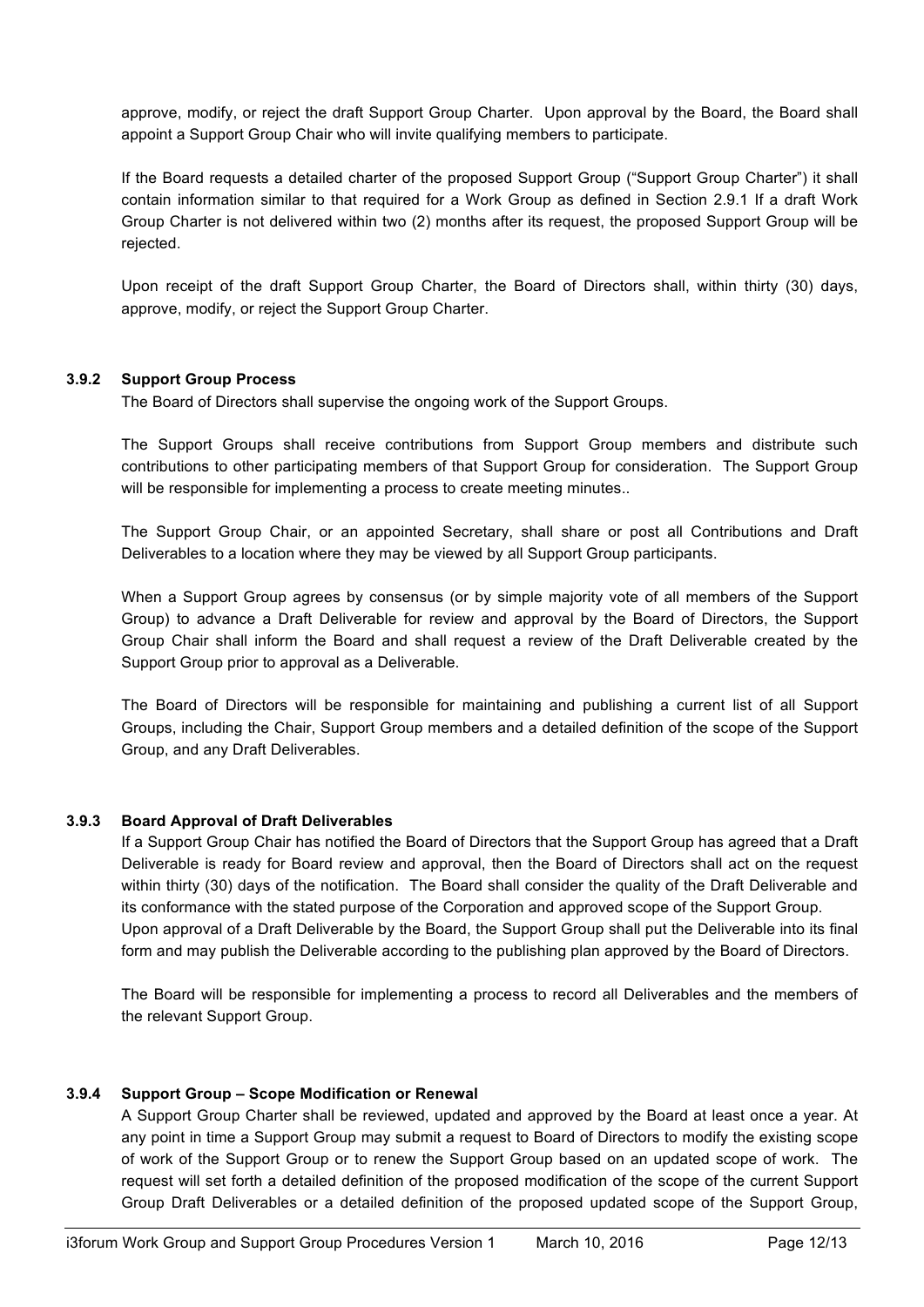approve, modify, or reject the draft Support Group Charter. Upon approval by the Board, the Board shall appoint a Support Group Chair who will invite qualifying members to participate.

If the Board requests a detailed charter of the proposed Support Group ("Support Group Charter") it shall contain information similar to that required for a Work Group as defined in Section 2.9.1 If a draft Work Group Charter is not delivered within two (2) months after its request, the proposed Support Group will be rejected.

Upon receipt of the draft Support Group Charter, the Board of Directors shall, within thirty (30) days, approve, modify, or reject the Support Group Charter.

#### 3.9.2 Support Group Process

The Board of Directors shall supervise the ongoing work of the Support Groups.

The Support Groups shall receive contributions from Support Group members and distribute such contributions to other participating members of that Support Group for consideration. The Support Group will be responsible for implementing a process to create meeting minutes..

The Support Group Chair, or an appointed Secretary, shall share or post all Contributions and Draft Deliverables to a location where they may be viewed by all Support Group participants.

When a Support Group agrees by consensus (or by simple majority vote of all members of the Support Group) to advance a Draft Deliverable for review and approval by the Board of Directors, the Support Group Chair shall inform the Board and shall request a review of the Draft Deliverable created by the Support Group prior to approval as a Deliverable.

The Board of Directors will be responsible for maintaining and publishing a current list of all Support Groups, including the Chair, Support Group members and a detailed definition of the scope of the Support Group, and any Draft Deliverables.

#### 3.9.3 Board Approval of Draft Deliverables

If a Support Group Chair has notified the Board of Directors that the Support Group has agreed that a Draft Deliverable is ready for Board review and approval, then the Board of Directors shall act on the request within thirty (30) days of the notification. The Board shall consider the quality of the Draft Deliverable and its conformance with the stated purpose of the Corporation and approved scope of the Support Group.
Upon approval of a Draft Deliverable by the Board, the Support Group shall put the Deliverable into its final form and may publish the Deliverable according to the publishing plan approved by the Board of Directors.

The Board will be responsible for implementing a process to record all Deliverables and the members of the relevant Support Group.

#### 3.9.4 Support Group – Scope Modification or Renewal

A Support Group Charter shall be reviewed, updated and approved by the Board at least once a year. At any point in time a Support Group may submit a request to Board of Directors to modify the existing scope of work of the Support Group or to renew the Support Group based on an updated scope of work. The request will set forth a detailed definition of the proposed modification of the scope of the current Support Group Draft Deliverables or a detailed definition of the proposed updated scope of the Support Group,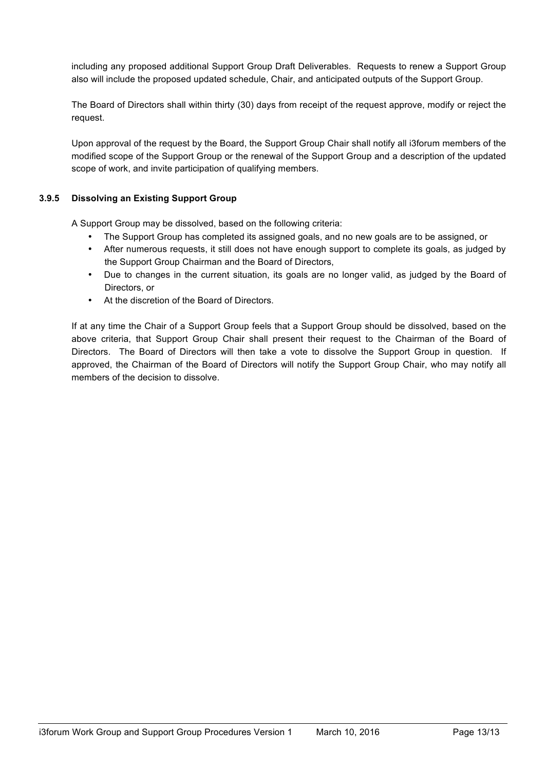including any proposed additional Support Group Draft Deliverables. Requests to renew a Support Group also will include the proposed updated schedule, Chair, and anticipated outputs of the Support Group.

The Board of Directors shall within thirty (30) days from receipt of the request approve, modify or reject the request.

Upon approval of the request by the Board, the Support Group Chair shall notify all i3forum members of the modified scope of the Support Group or the renewal of the Support Group and a description of the updated scope of work, and invite participation of qualifying members.

### 3.9.5 Dissolving an Existing Support Group

A Support Group may be dissolved, based on the following criteria:

- The Support Group has completed its assigned goals, and no new goals are to be assigned, or
- After numerous requests, it still does not have enough support to complete its goals, as judged by the Support Group Chairman and the Board of Directors,
- Due to changes in the current situation, its goals are no longer valid, as judged by the Board of Directors, or
- At the discretion of the Board of Directors.

If at any time the Chair of a Support Group feels that a Support Group should be dissolved, based on the above criteria, that Support Group Chair shall present their request to the Chairman of the Board of Directors. The Board of Directors will then take a vote to dissolve the Support Group in question. If approved, the Chairman of the Board of Directors will notify the Support Group Chair, who may notify all members of the decision to dissolve.